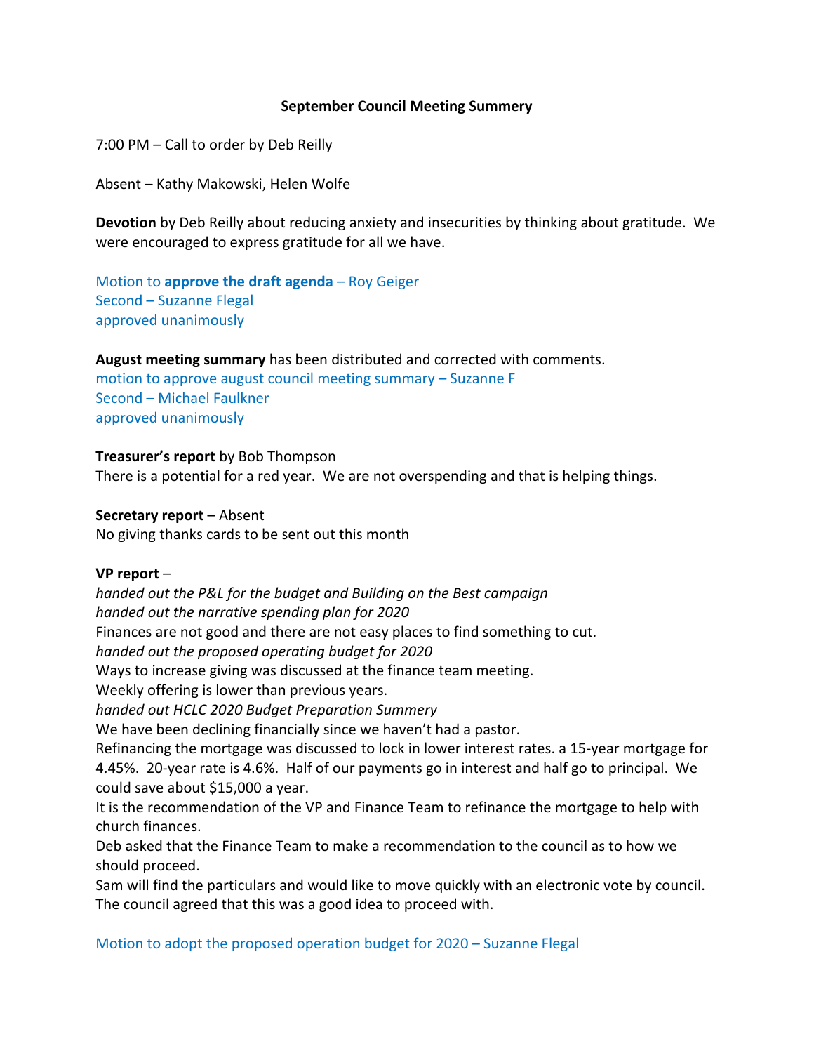**September Council Meeting Summery**

7:00 PM – Call to order by Deb Reilly

Absent – Kathy Makowski, Helen Wolfe

**Devotion** by Deb Reilly about reducing anxiety and insecurities by thinking about gratitude. We were encouraged to express gratitude for all we have.

Motion to **approve the draft agenda** – Roy Geiger
Second – Suzanne Flegal
approved unanimously

**August meeting summary** has been distributed and corrected with comments.
motion to approve august council meeting summary – Suzanne F
Second – Michael Faulkner
approved unanimously

**Treasurer's report** by Bob Thompson
There is a potential for a red year. We are not overspending and that is helping things.

**Secretary report** – Absent
No giving thanks cards to be sent out this month

**VP report** –
*handed out the P&L for the budget and Building on the Best campaign*
*handed out the narrative spending plan for 2020*
Finances are not good and there are not easy places to find something to cut.
*handed out the proposed operating budget for 2020*
Ways to increase giving was discussed at the finance team meeting.
Weekly offering is lower than previous years.
*handed out HCLC 2020 Budget Preparation Summery*
We have been declining financially since we haven't had a pastor.
Refinancing the mortgage was discussed to lock in lower interest rates. a 15-year mortgage for 4.45%. 20-year rate is 4.6%. Half of our payments go in interest and half go to principal. We could save about $15,000 a year.
It is the recommendation of the VP and Finance Team to refinance the mortgage to help with church finances.
Deb asked that the Finance Team to make a recommendation to the council as to how we should proceed.
Sam will find the particulars and would like to move quickly with an electronic vote by council. The council agreed that this was a good idea to proceed with.

Motion to adopt the proposed operation budget for 2020 – Suzanne Flegal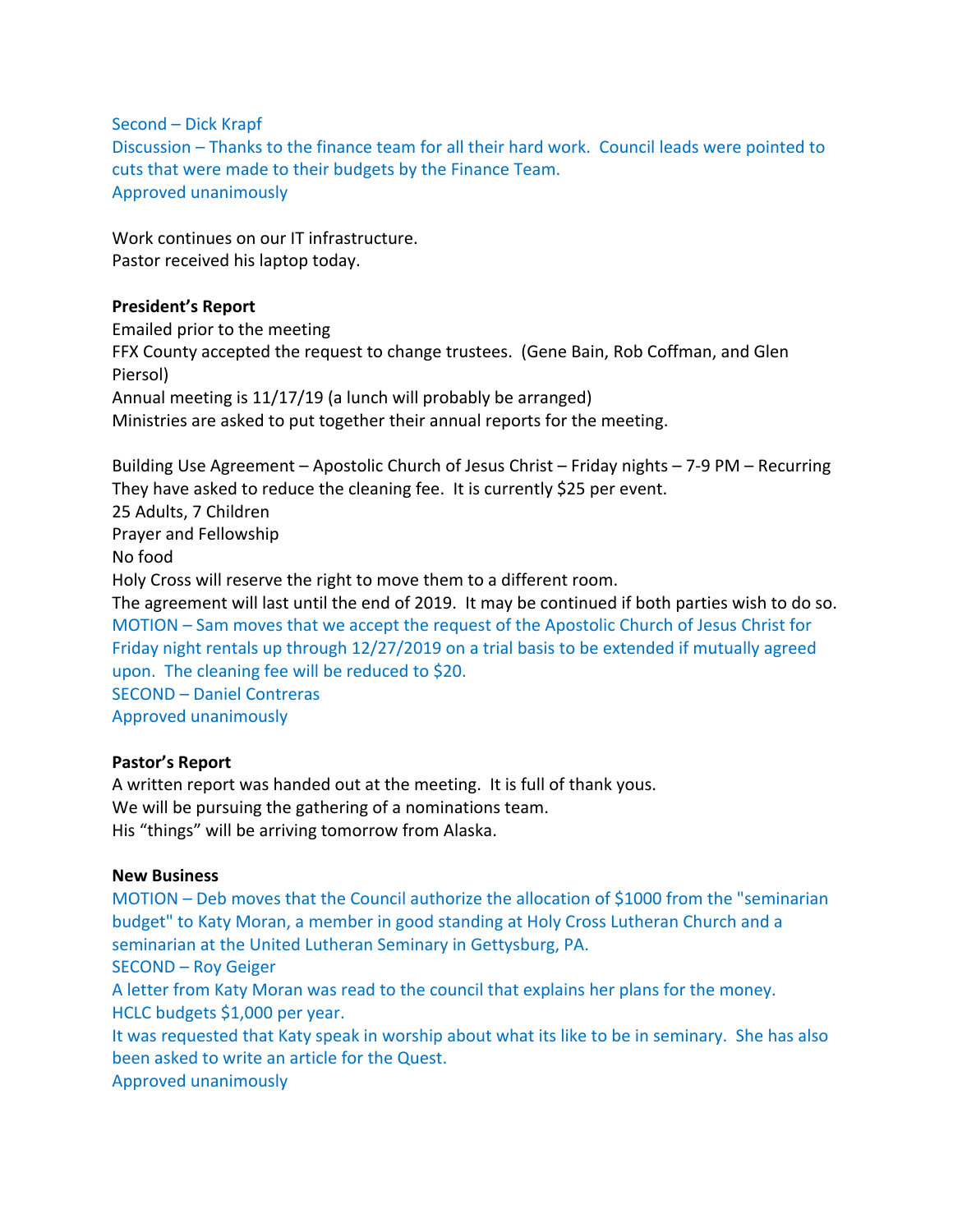Second – Dick Krapf
Discussion – Thanks to the finance team for all their hard work. Council leads were pointed to cuts that were made to their budgets by the Finance Team.
Approved unanimously

Work continues on our IT infrastructure.
Pastor received his laptop today.

**President's Report**
Emailed prior to the meeting
FFX County accepted the request to change trustees. (Gene Bain, Rob Coffman, and Glen Piersol)
Annual meeting is 11/17/19 (a lunch will probably be arranged)
Ministries are asked to put together their annual reports for the meeting.

Building Use Agreement – Apostolic Church of Jesus Christ – Friday nights – 7-9 PM – Recurring
They have asked to reduce the cleaning fee. It is currently $25 per event.
25 Adults, 7 Children
Prayer and Fellowship
No food
Holy Cross will reserve the right to move them to a different room.
The agreement will last until the end of 2019. It may be continued if both parties wish to do so.
MOTION – Sam moves that we accept the request of the Apostolic Church of Jesus Christ for Friday night rentals up through 12/27/2019 on a trial basis to be extended if mutually agreed upon. The cleaning fee will be reduced to $20.
SECOND – Daniel Contreras
Approved unanimously

**Pastor's Report**
A written report was handed out at the meeting. It is full of thank yous.
We will be pursuing the gathering of a nominations team.
His "things" will be arriving tomorrow from Alaska.

**New Business**
MOTION – Deb moves that the Council authorize the allocation of $1000 from the "seminarian budget" to Katy Moran, a member in good standing at Holy Cross Lutheran Church and a seminarian at the United Lutheran Seminary in Gettysburg, PA.
SECOND – Roy Geiger
A letter from Katy Moran was read to the council that explains her plans for the money.
HCLC budgets $1,000 per year.
It was requested that Katy speak in worship about what its like to be in seminary. She has also been asked to write an article for the Quest.
Approved unanimously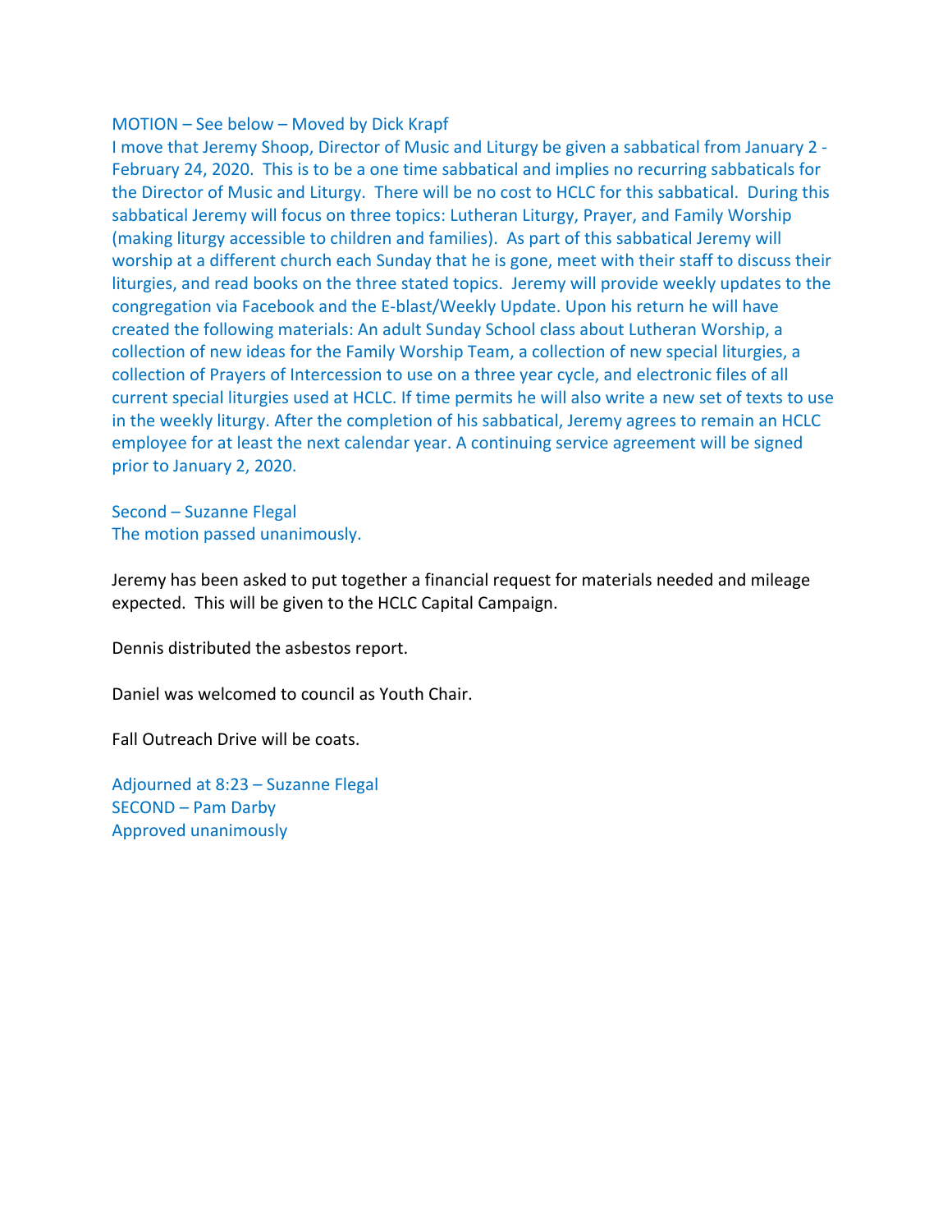MOTION – See below – Moved by Dick Krapf

I move that Jeremy Shoop, Director of Music and Liturgy be given a sabbatical from January 2 - February 24, 2020. This is to be a one time sabbatical and implies no recurring sabbaticals for the Director of Music and Liturgy. There will be no cost to HCLC for this sabbatical. During this sabbatical Jeremy will focus on three topics: Lutheran Liturgy, Prayer, and Family Worship (making liturgy accessible to children and families). As part of this sabbatical Jeremy will worship at a different church each Sunday that he is gone, meet with their staff to discuss their liturgies, and read books on the three stated topics. Jeremy will provide weekly updates to the congregation via Facebook and the E-blast/Weekly Update. Upon his return he will have created the following materials: An adult Sunday School class about Lutheran Worship, a collection of new ideas for the Family Worship Team, a collection of new special liturgies, a collection of Prayers of Intercession to use on a three year cycle, and electronic files of all current special liturgies used at HCLC. If time permits he will also write a new set of texts to use in the weekly liturgy. After the completion of his sabbatical, Jeremy agrees to remain an HCLC employee for at least the next calendar year. A continuing service agreement will be signed prior to January 2, 2020.

Second – Suzanne Flegal
The motion passed unanimously.

Jeremy has been asked to put together a financial request for materials needed and mileage expected. This will be given to the HCLC Capital Campaign.

Dennis distributed the asbestos report.

Daniel was welcomed to council as Youth Chair.

Fall Outreach Drive will be coats.

Adjourned at 8:23 – Suzanne Flegal
SECOND – Pam Darby
Approved unanimously